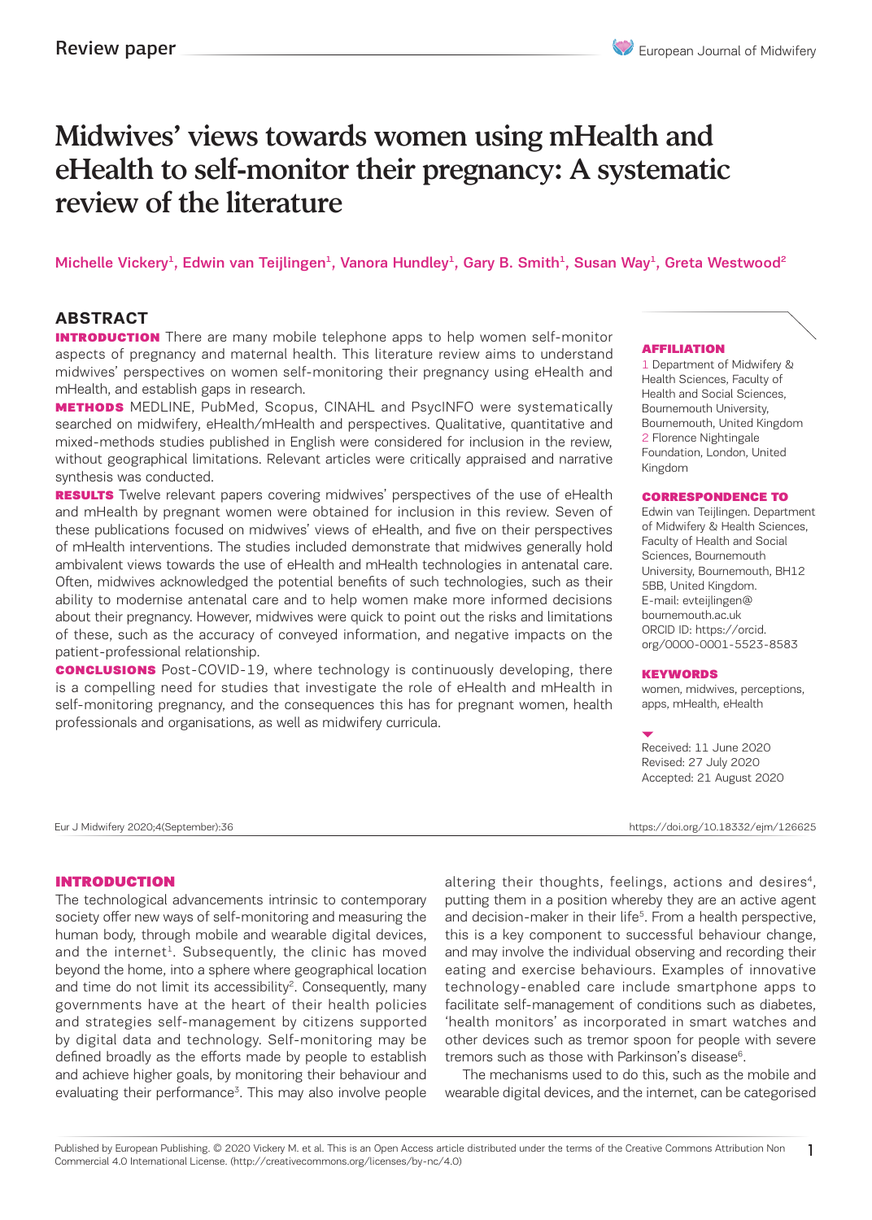Review paper

# Midwives' views towards women using mHealth and eHealth to self-monitor their pregnancy: A systematic review of the literature

Michelle Vickery[1], Edwin van Teijlingen[1], Vanora Hundley[1], Gary B. Smith[1], Susan Way[1], Greta Westwood[2]

## ABSTRACT

**INTRODUCTION** There are many mobile telephone apps to help women self-monitor aspects of pregnancy and maternal health. This literature review aims to understand midwives' perspectives on women self-monitoring their pregnancy using eHealth and mHealth, and establish gaps in research.

**METHODS** MEDLINE, PubMed, Scopus, CINAHL and PsycINFO were systematically searched on midwifery, eHealth/mHealth and perspectives. Qualitative, quantitative and mixed-methods studies published in English were considered for inclusion in the review, without geographical limitations. Relevant articles were critically appraised and narrative synthesis was conducted.

**RESULTS** Twelve relevant papers covering midwives' perspectives of the use of eHealth and mHealth by pregnant women were obtained for inclusion in this review. Seven of these publications focused on midwives' views of eHealth, and five on their perspectives of mHealth interventions. The studies included demonstrate that midwives generally hold ambivalent views towards the use of eHealth and mHealth technologies in antenatal care. Often, midwives acknowledged the potential benefits of such technologies, such as their ability to modernise antenatal care and to help women make more informed decisions about their pregnancy. However, midwives were quick to point out the risks and limitations of these, such as the accuracy of conveyed information, and negative impacts on the patient-professional relationship.

**CONCLUSIONS** Post-COVID-19, where technology is continuously developing, there is a compelling need for studies that investigate the role of eHealth and mHealth in self-monitoring pregnancy, and the consequences this has for pregnant women, health professionals and organisations, as well as midwifery curricula.

**AFFILIATION**
1 Department of Midwifery & Health Sciences, Faculty of Health and Social Sciences, Bournemouth University, Bournemouth, United Kingdom
2 Florence Nightingale Foundation, London, United Kingdom

**CORRESPONDENCE TO**
Edwin van Teijlingen. Department of Midwifery & Health Sciences, Faculty of Health and Social Sciences, Bournemouth University, Bournemouth, BH12 5BB, United Kingdom. E-mail: evteijlingen@bournemouth.ac.uk
ORCID ID: https://orcid.org/0000-0001-5523-8583

**KEYWORDS**
women, midwives, perceptions, apps, mHealth, eHealth

Received: 11 June 2020
Revised: 27 July 2020
Accepted: 21 August 2020

Eur J Midwifery 2020;4(September):36 https://doi.org/10.18332/ejm/126625

## INTRODUCTION

The technological advancements intrinsic to contemporary society offer new ways of self-monitoring and measuring the human body, through mobile and wearable digital devices, and the internet[1]. Subsequently, the clinic has moved beyond the home, into a sphere where geographical location and time do not limit its accessibility[2]. Consequently, many governments have at the heart of their health policies and strategies self-management by citizens supported by digital data and technology. Self-monitoring may be defined broadly as the efforts made by people to establish and achieve higher goals, by monitoring their behaviour and evaluating their performance[3]. This may also involve people altering their thoughts, feelings, actions and desires[4], putting them in a position whereby they are an active agent and decision-maker in their life[5]. From a health perspective, this is a key component to successful behaviour change, and may involve the individual observing and recording their eating and exercise behaviours. Examples of innovative technology-enabled care include smartphone apps to facilitate self-management of conditions such as diabetes, 'health monitors' as incorporated in smart watches and other devices such as tremor spoon for people with severe tremors such as those with Parkinson's disease[6].

The mechanisms used to do this, such as the mobile and wearable digital devices, and the internet, can be categorised

Published by European Publishing. © 2020 Vickery M. et al. This is an Open Access article distributed under the terms of the Creative Commons Attribution Non Commercial 4.0 International License. (http://creativecommons.org/licenses/by-nc/4.0)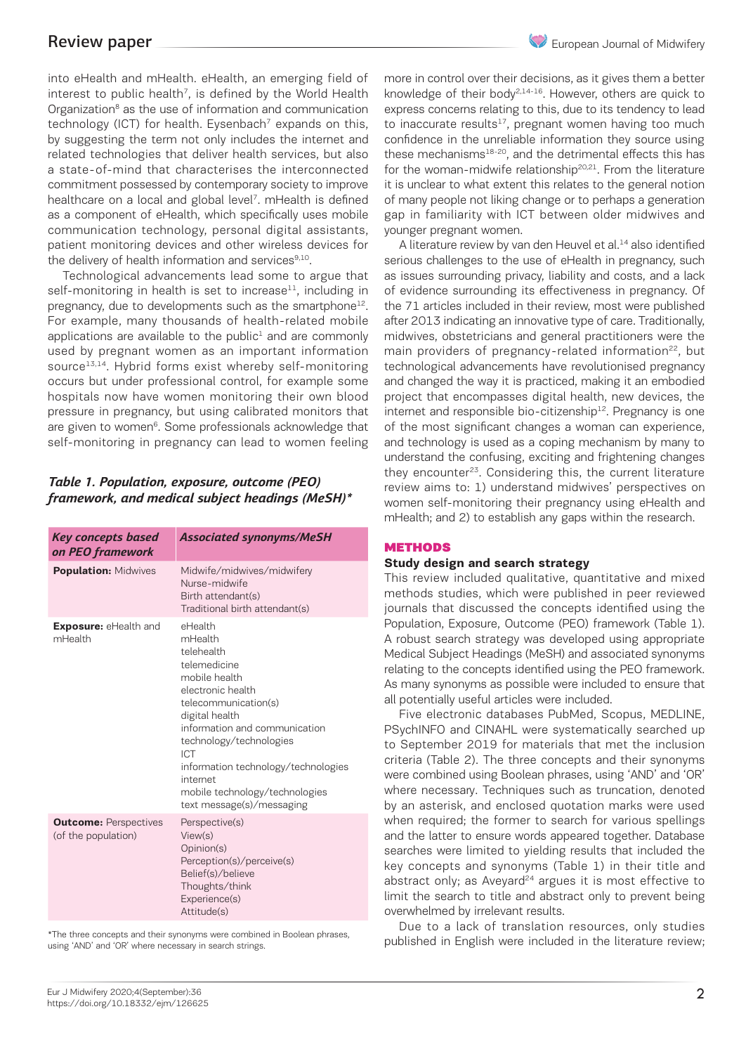into eHealth and mHealth. eHealth, an emerging field of interest to public health[7], is defined by the World Health Organization[8] as the use of information and communication technology (ICT) for health. Eysenbach[7] expands on this, by suggesting the term not only includes the internet and related technologies that deliver health services, but also a state-of-mind that characterises the interconnected commitment possessed by contemporary society to improve healthcare on a local and global level[7]. mHealth is defined as a component of eHealth, which specifically uses mobile communication technology, personal digital assistants, patient monitoring devices and other wireless devices for the delivery of health information and services[9,10].

Technological advancements lead some to argue that self-monitoring in health is set to increase[11], including in pregnancy, due to developments such as the smartphone[12]. For example, many thousands of health-related mobile applications are available to the public[1] and are commonly used by pregnant women as an important information source[13,14]. Hybrid forms exist whereby self-monitoring occurs but under professional control, for example some hospitals now have women monitoring their own blood pressure in pregnancy, but using calibrated monitors that are given to women[6]. Some professionals acknowledge that self-monitoring in pregnancy can lead to women feeling more in control over their decisions, as it gives them a better knowledge of their body[2,14-16]. However, others are quick to express concerns relating to this, due to its tendency to lead to inaccurate results[17], pregnant women having too much confidence in the unreliable information they source using these mechanisms[18-20], and the detrimental effects this has for the woman-midwife relationship[20,21]. From the literature it is unclear to what extent this relates to the general notion of many people not liking change or to perhaps a generation gap in familiarity with ICT between older midwives and younger pregnant women.

A literature review by van den Heuvel et al.[14] also identified serious challenges to the use of eHealth in pregnancy, such as issues surrounding privacy, liability and costs, and a lack of evidence surrounding its effectiveness in pregnancy. Of the 71 articles included in their review, most were published after 2013 indicating an innovative type of care. Traditionally, midwives, obstetricians and general practitioners were the main providers of pregnancy-related information[22], but technological advancements have revolutionised pregnancy and changed the way it is practiced, making it an embodied project that encompasses digital health, new devices, the internet and responsible bio-citizenship[12]. Pregnancy is one of the most significant changes a woman can experience, and technology is used as a coping mechanism by many to understand the confusing, exciting and frightening changes they encounter[23]. Considering this, the current literature review aims to: 1) understand midwives' perspectives on women self-monitoring their pregnancy using eHealth and mHealth; and 2) to establish any gaps within the research.

***Table 1. Population, exposure, outcome (PEO) framework, and medical subject headings (MeSH)****

| Key concepts based on PEO framework | Associated synonyms/MeSH |
|---|---|
| **Population:** Midwives | Midwife/midwives/midwifery<br>Nurse-midwife<br>Birth attendant(s)<br>Traditional birth attendant(s) |
| **Exposure:** eHealth and mHealth | eHealth<br>mHealth<br>telehealth<br>telemedicine<br>mobile health<br>electronic health<br>telecommunication(s)<br>digital health<br>information and communication technology/technologies<br>ICT<br>information technology/technologies<br>internet<br>mobile technology/technologies<br>text message(s)/messaging |
| **Outcome:** Perspectives (of the population) | Perspective(s)<br>View(s)<br>Opinion(s)<br>Perception(s)/perceive(s)<br>Belief(s)/believe<br>Thoughts/think<br>Experience(s)<br>Attitude(s) |

*The three concepts and their synonyms were combined in Boolean phrases, using 'AND' and 'OR' where necessary in search strings.

## METHODS

### Study design and search strategy

This review included qualitative, quantitative and mixed methods studies, which were published in peer reviewed journals that discussed the concepts identified using the Population, Exposure, Outcome (PEO) framework (Table 1). A robust search strategy was developed using appropriate Medical Subject Headings (MeSH) and associated synonyms relating to the concepts identified using the PEO framework. As many synonyms as possible were included to ensure that all potentially useful articles were included.

Five electronic databases PubMed, Scopus, MEDLINE, PSychINFO and CINAHL were systematically searched up to September 2019 for materials that met the inclusion criteria (Table 2). The three concepts and their synonyms were combined using Boolean phrases, using 'AND' and 'OR' where necessary. Techniques such as truncation, denoted by an asterisk, and enclosed quotation marks were used when required; the former to search for various spellings and the latter to ensure words appeared together. Database searches were limited to yielding results that included the key concepts and synonyms (Table 1) in their title and abstract only; as Aveyard[24] argues it is most effective to limit the search to title and abstract only to prevent being overwhelmed by irrelevant results.

Due to a lack of translation resources, only studies published in English were included in the literature review;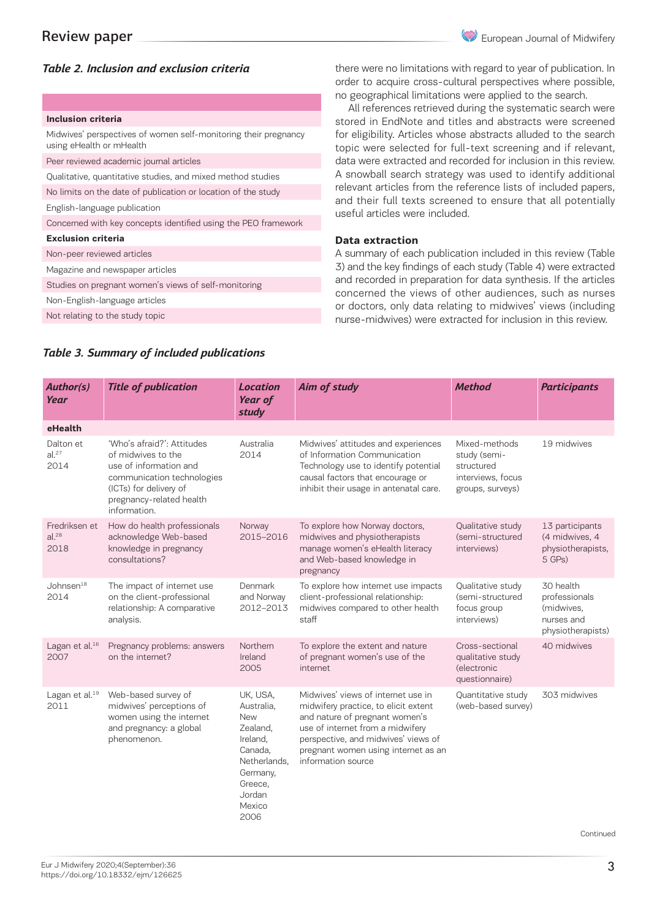*Table 2. Inclusion and exclusion criteria*

| |
|---|
| **Inclusion criteria** |
| Midwives' perspectives of women self-monitoring their pregnancy using eHealth or mHealth |
| Peer reviewed academic journal articles |
| Qualitative, quantitative studies, and mixed method studies |
| No limits on the date of publication or location of the study |
| English-language publication |
| Concerned with key concepts identified using the PEO framework |
| **Exclusion criteria** |
| Non-peer reviewed articles |
| Magazine and newspaper articles |
| Studies on pregnant women's views of self-monitoring |
| Non-English-language articles |
| Not relating to the study topic |

there were no limitations with regard to year of publication. In order to acquire cross-cultural perspectives where possible, no geographical limitations were applied to the search.

All references retrieved during the systematic search were stored in EndNote and titles and abstracts were screened for eligibility. Articles whose abstracts alluded to the search topic were selected for full-text screening and if relevant, data were extracted and recorded for inclusion in this review. A snowball search strategy was used to identify additional relevant articles from the reference lists of included papers, and their full texts screened to ensure that all potentially useful articles were included.

### Data extraction

A summary of each publication included in this review (Table 3) and the key findings of each study (Table 4) were extracted and recorded in preparation for data synthesis. If the articles concerned the views of other audiences, such as nurses or doctors, only data relating to midwives' views (including nurse-midwives) were extracted for inclusion in this review.

*Table 3. Summary of included publications*

| *Author(s) Year* | *Title of publication* | *Location Year of study* | *Aim of study* | *Method* | *Participants* |
|---|---|---|---|---|---|
| **eHealth** | | | | | |
| Dalton et al.[27] 2014 | 'Who's afraid?': Attitudes of midwives to the use of information and communication technologies (ICTs) for delivery of pregnancy-related health information. | Australia 2014 | Midwives' attitudes and experiences of Information Communication Technology use to identify potential causal factors that encourage or inhibit their usage in antenatal care. | Mixed-methods study (semi-structured interviews, focus groups, surveys) | 19 midwives |
| Fredriksen et al.[28] 2018 | How do health professionals acknowledge Web-based knowledge in pregnancy consultations? | Norway 2015–2016 | To explore how Norway doctors, midwives and physiotherapists manage women's eHealth literacy and Web-based knowledge in pregnancy | Qualitative study (semi-structured interviews) | 13 participants (4 midwives, 4 physiotherapists, 5 GPs) |
| Johnsen[18] 2014 | The impact of internet use on the client-professional relationship: A comparative analysis. | Denmark and Norway 2012–2013 | To explore how internet use impacts client-professional relationship: midwives compared to other health staff | Qualitative study (semi-structured focus group interviews) | 30 health professionals (midwives, nurses and physiotherapists) |
| Lagan et al.[16] 2007 | Pregnancy problems: answers on the internet? | Northern Ireland 2005 | To explore the extent and nature of pregnant women's use of the internet | Cross-sectional qualitative study (electronic questionnaire) | 40 midwives |
| Lagan et al.[19] 2011 | Web-based survey of midwives' perceptions of women using the internet and pregnancy: a global phenomenon. | UK, USA, Australia, New Zealand, Ireland, Canada, Netherlands, Germany, Greece, Jordan Mexico 2006 | Midwives' views of internet use in midwifery practice, to elicit extent and nature of pregnant women's use of internet from a midwifery perspective, and midwives' views of pregnant women using internet as an information source | Quantitative study (web-based survey) | 303 midwives |

Continued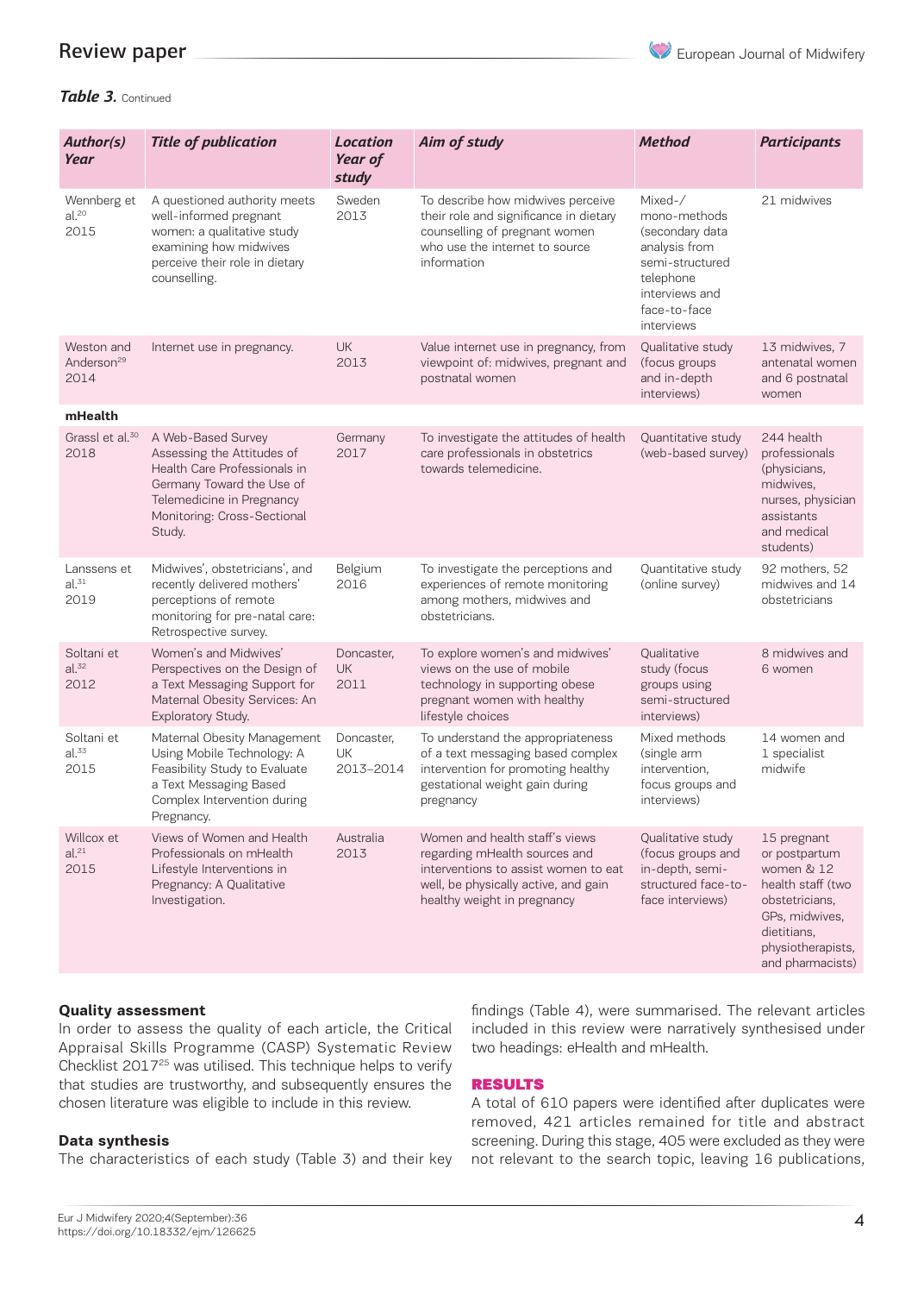***Table 3.*** Continued

| *Author(s) Year* | *Title of publication* | *Location Year of study* | *Aim of study* | *Method* | *Participants* |
|---|---|---|---|---|---|
| Wennberg et al.[20] 2015 | A questioned authority meets well-informed pregnant women: a qualitative study examining how midwives perceive their role in dietary counselling. | Sweden 2013 | To describe how midwives perceive their role and significance in dietary counselling of pregnant women who use the internet to source information | Mixed-/mono-methods (secondary data analysis from semi-structured telephone interviews and face-to-face interviews | 21 midwives |
| Weston and Anderson[29] 2014 | Internet use in pregnancy. | UK 2013 | Value internet use in pregnancy, from viewpoint of: midwives, pregnant and postnatal women | Qualitative study (focus groups and in-depth interviews) | 13 midwives, 7 antenatal women and 6 postnatal women |
| **mHealth** | | | | | |
| Grassl et al.[30] 2018 | A Web-Based Survey Assessing the Attitudes of Health Care Professionals in Germany Toward the Use of Telemedicine in Pregnancy Monitoring: Cross-Sectional Study. | Germany 2017 | To investigate the attitudes of health care professionals in obstetrics towards telemedicine. | Quantitative study (web-based survey) | 244 health professionals (physicians, midwives, nurses, physician assistants and medical students) |
| Lanssens et al.[31] 2019 | Midwives', obstetricians', and recently delivered mothers' perceptions of remote monitoring for pre-natal care: Retrospective survey. | Belgium 2016 | To investigate the perceptions and experiences of remote monitoring among mothers, midwives and obstetricians. | Quantitative study (online survey) | 92 mothers, 52 midwives and 14 obstetricians |
| Soltani et al.[32] 2012 | Women's and Midwives' Perspectives on the Design of a Text Messaging Support for Maternal Obesity Services: An Exploratory Study. | Doncaster, UK 2011 | To explore women's and midwives' views on the use of mobile technology in supporting obese pregnant women with healthy lifestyle choices | Qualitative study (focus groups using semi-structured interviews) | 8 midwives and 6 women |
| Soltani et al.[33] 2015 | Maternal Obesity Management Using Mobile Technology: A Feasibility Study to Evaluate a Text Messaging Based Complex Intervention during Pregnancy. | Doncaster, UK 2013–2014 | To understand the appropriateness of a text messaging based complex intervention for promoting healthy gestational weight gain during pregnancy | Mixed methods (single arm intervention, focus groups and interviews) | 14 women and 1 specialist midwife |
| Willcox et al.[21] 2015 | Views of Women and Health Professionals on mHealth Lifestyle Interventions in Pregnancy: A Qualitative Investigation. | Australia 2013 | Women and health staff's views regarding mHealth sources and interventions to assist women to eat well, be physically active, and gain healthy weight in pregnancy | Qualitative study (focus groups and in-depth, semi-structured face-to-face interviews) | 15 pregnant or postpartum women & 12 health staff (two obstetricians, GPs, midwives, dietitians, physiotherapists, and pharmacists) |

### Quality assessment

In order to assess the quality of each article, the Critical Appraisal Skills Programme (CASP) Systematic Review Checklist 2017[25] was utilised. This technique helps to verify that studies are trustworthy, and subsequently ensures the chosen literature was eligible to include in this review.

### Data synthesis

The characteristics of each study (Table 3) and their key findings (Table 4), were summarised. The relevant articles included in this review were narratively synthesised under two headings: eHealth and mHealth.

## RESULTS

A total of 610 papers were identified after duplicates were removed, 421 articles remained for title and abstract screening. During this stage, 405 were excluded as they were not relevant to the search topic, leaving 16 publications,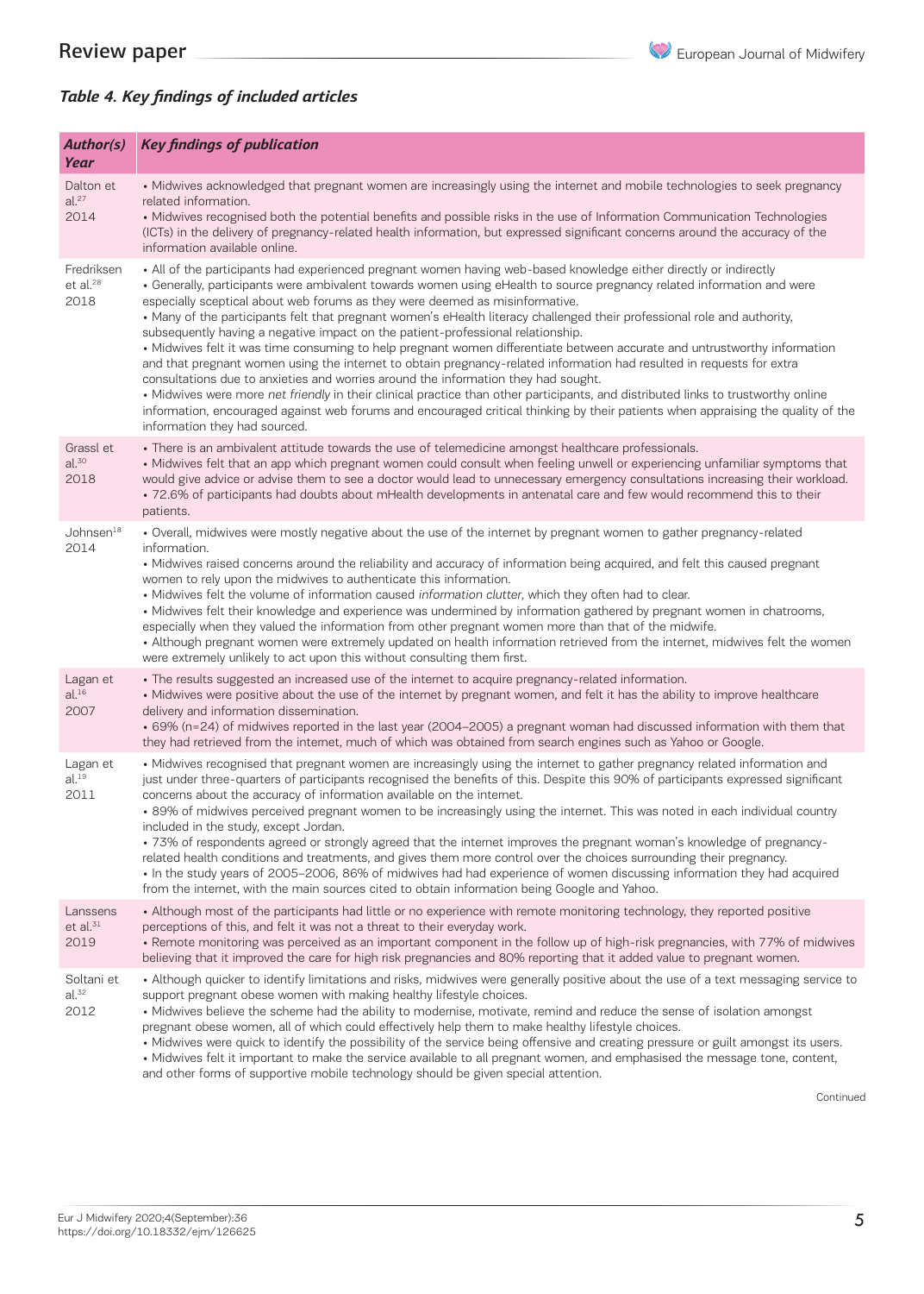*Table 4. Key findings of included articles*

| *Author(s) Year* | *Key findings of publication* |
|---|---|
| Dalton et al.[27] 2014 | • Midwives acknowledged that pregnant women are increasingly using the internet and mobile technologies to seek pregnancy related information.<br>• Midwives recognised both the potential benefits and possible risks in the use of Information Communication Technologies (ICTs) in the delivery of pregnancy-related health information, but expressed significant concerns around the accuracy of the information available online. |
| Fredriksen et al.[28] 2018 | • All of the participants had experienced pregnant women having web-based knowledge either directly or indirectly<br>• Generally, participants were ambivalent towards women using eHealth to source pregnancy related information and were especially sceptical about web forums as they were deemed as misinformative.<br>• Many of the participants felt that pregnant women's eHealth literacy challenged their professional role and authority, subsequently having a negative impact on the patient-professional relationship.<br>• Midwives felt it was time consuming to help pregnant women differentiate between accurate and untrustworthy information and that pregnant women using the internet to obtain pregnancy-related information had resulted in requests for extra consultations due to anxieties and worries around the information they had sought.<br>• Midwives were more *net friendly* in their clinical practice than other participants, and distributed links to trustworthy online information, encouraged against web forums and encouraged critical thinking by their patients when appraising the quality of the information they had sourced. |
| Grassl et al.[30] 2018 | • There is an ambivalent attitude towards the use of telemedicine amongst healthcare professionals.<br>• Midwives felt that an app which pregnant women could consult when feeling unwell or experiencing unfamiliar symptoms that would give advice or advise them to see a doctor would lead to unnecessary emergency consultations increasing their workload.<br>• 72.6% of participants had doubts about mHealth developments in antenatal care and few would recommend this to their patients. |
| Johnsen[18] 2014 | • Overall, midwives were mostly negative about the use of the internet by pregnant women to gather pregnancy-related information.<br>• Midwives raised concerns around the reliability and accuracy of information being acquired, and felt this caused pregnant women to rely upon the midwives to authenticate this information.<br>• Midwives felt the volume of information caused *information clutter*, which they often had to clear.<br>• Midwives felt their knowledge and experience was undermined by information gathered by pregnant women in chatrooms, especially when they valued the information from other pregnant women more than that of the midwife.<br>• Although pregnant women were extremely updated on health information retrieved from the internet, midwives felt the women were extremely unlikely to act upon this without consulting them first. |
| Lagan et al.[16] 2007 | • The results suggested an increased use of the internet to acquire pregnancy-related information.<br>• Midwives were positive about the use of the internet by pregnant women, and felt it has the ability to improve healthcare delivery and information dissemination.<br>• 69% (n=24) of midwives reported in the last year (2004–2005) a pregnant woman had discussed information with them that they had retrieved from the internet, much of which was obtained from search engines such as Yahoo or Google. |
| Lagan et al.[19] 2011 | • Midwives recognised that pregnant women are increasingly using the internet to gather pregnancy related information and just under three-quarters of participants recognised the benefits of this. Despite this 90% of participants expressed significant concerns about the accuracy of information available on the internet.<br>• 89% of midwives perceived pregnant women to be increasingly using the internet. This was noted in each individual country included in the study, except Jordan.<br>• 73% of respondents agreed or strongly agreed that the internet improves the pregnant woman's knowledge of pregnancy-related health conditions and treatments, and gives them more control over the choices surrounding their pregnancy.<br>• In the study years of 2005–2006, 86% of midwives had had experience of women discussing information they had acquired from the internet, with the main sources cited to obtain information being Google and Yahoo. |
| Lanssens et al.[31] 2019 | • Although most of the participants had little or no experience with remote monitoring technology, they reported positive perceptions of this, and felt it was not a threat to their everyday work.<br>• Remote monitoring was perceived as an important component in the follow up of high-risk pregnancies, with 77% of midwives believing that it improved the care for high risk pregnancies and 80% reporting that it added value to pregnant women. |
| Soltani et al.[32] 2012 | • Although quicker to identify limitations and risks, midwives were generally positive about the use of a text messaging service to support pregnant obese women with making healthy lifestyle choices.<br>• Midwives believe the scheme had the ability to modernise, motivate, remind and reduce the sense of isolation amongst pregnant obese women, all of which could effectively help them to make healthy lifestyle choices.<br>• Midwives were quick to identify the possibility of the service being offensive and creating pressure or guilt amongst its users.<br>• Midwives felt it important to make the service available to all pregnant women, and emphasised the message tone, content, and other forms of supportive mobile technology should be given special attention. |

Continued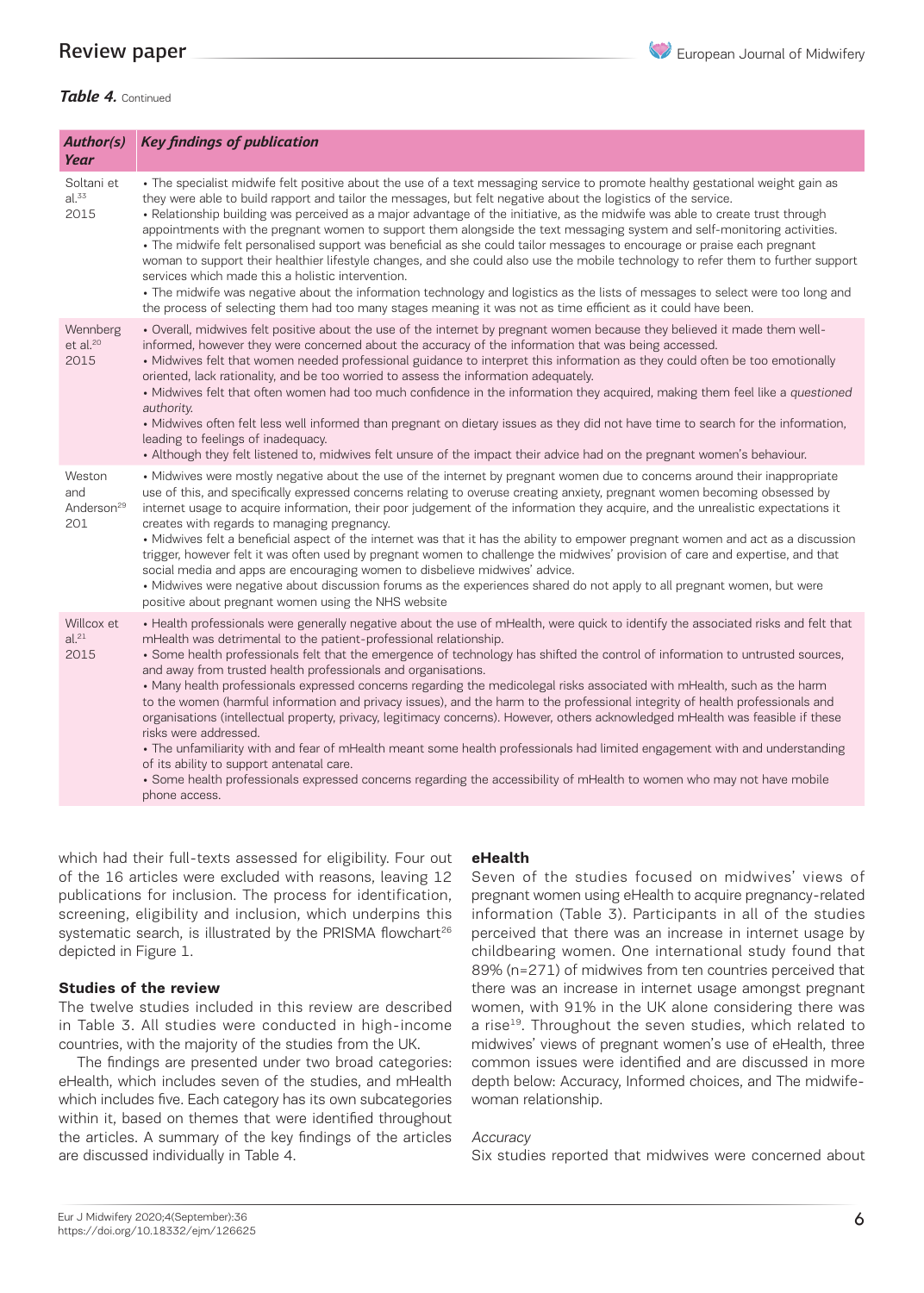***Table 4.*** Continued

| *Author(s) Year* | *Key findings of publication* |
|---|---|
| Soltani et al.[33] 2015 | • The specialist midwife felt positive about the use of a text messaging service to promote healthy gestational weight gain as they were able to build rapport and tailor the messages, but felt negative about the logistics of the service. • Relationship building was perceived as a major advantage of the initiative, as the midwife was able to create trust through appointments with the pregnant women to support them alongside the text messaging system and self-monitoring activities. • The midwife felt personalised support was beneficial as she could tailor messages to encourage or praise each pregnant woman to support their healthier lifestyle changes, and she could also use the mobile technology to refer them to further support services which made this a holistic intervention. • The midwife was negative about the information technology and logistics as the lists of messages to select were too long and the process of selecting them had too many stages meaning it was not as time efficient as it could have been. |
| Wennberg et al.[20] 2015 | • Overall, midwives felt positive about the use of the internet by pregnant women because they believed it made them well-informed, however they were concerned about the accuracy of the information that was being accessed. • Midwives felt that women needed professional guidance to interpret this information as they could often be too emotionally oriented, lack rationality, and be too worried to assess the information adequately. • Midwives felt that often women had too much confidence in the information they acquired, making them feel like a *questioned authority*. • Midwives often felt less well informed than pregnant on dietary issues as they did not have time to search for the information, leading to feelings of inadequacy. • Although they felt listened to, midwives felt unsure of the impact their advice had on the pregnant women's behaviour. |
| Weston and Anderson[29] 201 | • Midwives were mostly negative about the use of the internet by pregnant women due to concerns around their inappropriate use of this, and specifically expressed concerns relating to overuse creating anxiety, pregnant women becoming obsessed by internet usage to acquire information, their poor judgement of the information they acquire, and the unrealistic expectations it creates with regards to managing pregnancy. • Midwives felt a beneficial aspect of the internet was that it has the ability to empower pregnant women and act as a discussion trigger, however felt it was often used by pregnant women to challenge the midwives' provision of care and expertise, and that social media and apps are encouraging women to disbelieve midwives' advice. • Midwives were negative about discussion forums as the experiences shared do not apply to all pregnant women, but were positive about pregnant women using the NHS website |
| Willcox et al.[21] 2015 | • Health professionals were generally negative about the use of mHealth, were quick to identify the associated risks and felt that mHealth was detrimental to the patient-professional relationship. • Some health professionals felt that the emergence of technology has shifted the control of information to untrusted sources, and away from trusted health professionals and organisations. • Many health professionals expressed concerns regarding the medicolegal risks associated with mHealth, such as the harm to the women (harmful information and privacy issues), and the harm to the professional integrity of health professionals and organisations (intellectual property, privacy, legitimacy concerns). However, others acknowledged mHealth was feasible if these risks were addressed. • The unfamiliarity with and fear of mHealth meant some health professionals had limited engagement with and understanding of its ability to support antenatal care. • Some health professionals expressed concerns regarding the accessibility of mHealth to women who may not have mobile phone access. |

which had their full-texts assessed for eligibility. Four out of the 16 articles were excluded with reasons, leaving 12 publications for inclusion. The process for identification, screening, eligibility and inclusion, which underpins this systematic search, is illustrated by the PRISMA flowchart[26] depicted in Figure 1.

### Studies of the review

The twelve studies included in this review are described in Table 3. All studies were conducted in high-income countries, with the majority of the studies from the UK.

The findings are presented under two broad categories: eHealth, which includes seven of the studies, and mHealth which includes five. Each category has its own subcategories within it, based on themes that were identified throughout the articles. A summary of the key findings of the articles are discussed individually in Table 4.

### eHealth

Seven of the studies focused on midwives' views of pregnant women using eHealth to acquire pregnancy-related information (Table 3). Participants in all of the studies perceived that there was an increase in internet usage by childbearing women. One international study found that 89% (n=271) of midwives from ten countries perceived that there was an increase in internet usage amongst pregnant women, with 91% in the UK alone considering there was a rise[19]. Throughout the seven studies, which related to midwives' views of pregnant women's use of eHealth, three common issues were identified and are discussed in more depth below: Accuracy, Informed choices, and The midwife-woman relationship.

*Accuracy*

Six studies reported that midwives were concerned about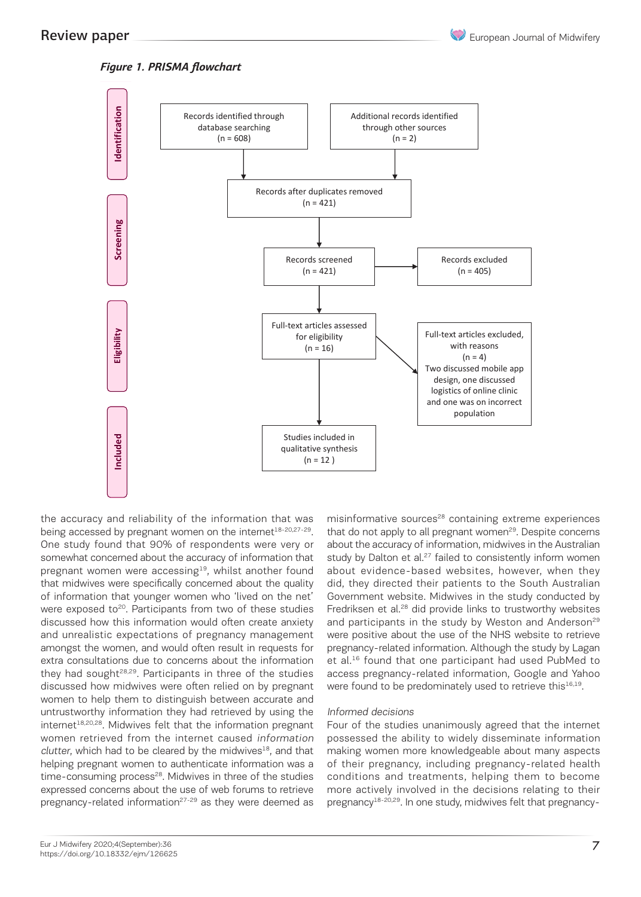*Figure 1. PRISMA flowchart*

**Identification**

- Records identified through database searching (n = 608)
- Additional records identified through other sources (n = 2)

**Screening**

- Records after duplicates removed (n = 421)
- Records screened (n = 421)
- Records excluded (n = 405)

**Eligibility**

- Full-text articles assessed for eligibility (n = 16)
- Full-text articles excluded, with reasons (n = 4) Two discussed mobile app design, one discussed logistics of online clinic and one was on incorrect population

**Included**

- Studies included in qualitative synthesis (n = 12 )

the accuracy and reliability of the information that was being accessed by pregnant women on the internet[18-20,27-29]. One study found that 90% of respondents were very or somewhat concerned about the accuracy of information that pregnant women were accessing[19], whilst another found that midwives were specifically concerned about the quality of information that younger women who 'lived on the net' were exposed to[20]. Participants from two of these studies discussed how this information would often create anxiety and unrealistic expectations of pregnancy management amongst the women, and would often result in requests for extra consultations due to concerns about the information they had sought[28,29]. Participants in three of the studies discussed how midwives were often relied on by pregnant women to help them to distinguish between accurate and untrustworthy information they had retrieved by using the internet[18,20,28]. Midwives felt that the information pregnant women retrieved from the internet caused *information clutter*, which had to be cleared by the midwives[18], and that helping pregnant women to authenticate information was a time-consuming process[28]. Midwives in three of the studies expressed concerns about the use of web forums to retrieve pregnancy-related information[27-29] as they were deemed as misinformative sources[28] containing extreme experiences that do not apply to all pregnant women[29]. Despite concerns about the accuracy of information, midwives in the Australian study by Dalton et al.[27] failed to consistently inform women about evidence-based websites, however, when they did, they directed their patients to the South Australian Government website. Midwives in the study conducted by Fredriksen et al.[28] did provide links to trustworthy websites and participants in the study by Weston and Anderson[29] were positive about the use of the NHS website to retrieve pregnancy-related information. Although the study by Lagan et al.[16] found that one participant had used PubMed to access pregnancy-related information, Google and Yahoo were found to be predominately used to retrieve this[16,19].

*Informed decisions*

Four of the studies unanimously agreed that the internet possessed the ability to widely disseminate information making women more knowledgeable about many aspects of their pregnancy, including pregnancy-related health conditions and treatments, helping them to become more actively involved in the decisions relating to their pregnancy[18-20,29]. In one study, midwives felt that pregnancy-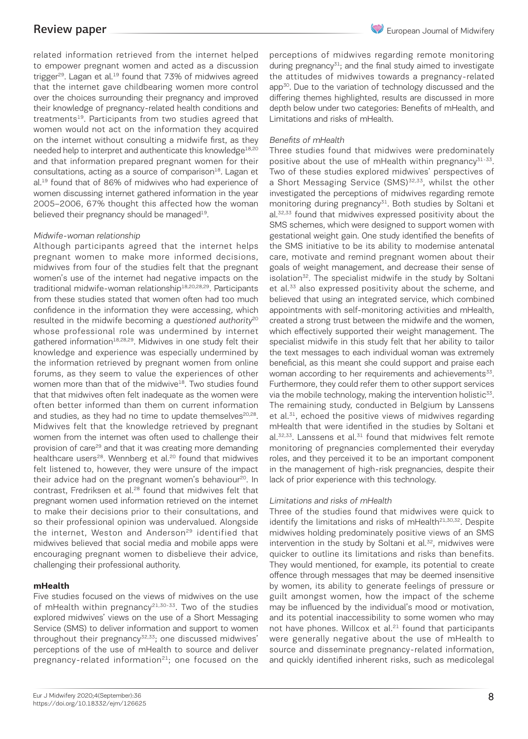related information retrieved from the internet helped to empower pregnant women and acted as a discussion trigger[29]. Lagan et al.[19] found that 73% of midwives agreed that the internet gave childbearing women more control over the choices surrounding their pregnancy and improved their knowledge of pregnancy-related health conditions and treatments[19]. Participants from two studies agreed that women would not act on the information they acquired on the internet without consulting a midwife first, as they needed help to interpret and authenticate this knowledge[18,20] and that information prepared pregnant women for their consultations, acting as a source of comparison[18]. Lagan et al.[19] found that of 86% of midwives who had experience of women discussing internet gathered information in the year 2005–2006, 67% thought this affected how the woman believed their pregnancy should be managed[19].

*Midwife-woman relationship*

Although participants agreed that the internet helps pregnant women to make more informed decisions, midwives from four of the studies felt that the pregnant women's use of the internet had negative impacts on the traditional midwife-woman relationship[18,20,28,29]. Participants from these studies stated that women often had too much confidence in the information they were accessing, which resulted in the midwife becoming a *questioned authority*[20] whose professional role was undermined by internet gathered information[18,28,29]. Midwives in one study felt their knowledge and experience was especially undermined by the information retrieved by pregnant women from online forums, as they seem to value the experiences of other women more than that of the midwife[18]. Two studies found that that midwives often felt inadequate as the women were often better informed than them on current information and studies, as they had no time to update themselves[20,28]. Midwives felt that the knowledge retrieved by pregnant women from the internet was often used to challenge their provision of care[29] and that it was creating more demanding healthcare users[28]. Wennberg et al.[20] found that midwives felt listened to, however, they were unsure of the impact their advice had on the pregnant women's behaviour[20]. In contrast, Fredriksen et al.[28] found that midwives felt that pregnant women used information retrieved on the internet to make their decisions prior to their consultations, and so their professional opinion was undervalued. Alongside the internet, Weston and Anderson[29] identified that midwives believed that social media and mobile apps were encouraging pregnant women to disbelieve their advice, challenging their professional authority.

**mHealth**

Five studies focused on the views of midwives on the use of mHealth within pregnancy[21,30-33]. Two of the studies explored midwives' views on the use of a Short Messaging Service (SMS) to deliver information and support to women throughout their pregnancy[32,33]; one discussed midwives' perceptions of the use of mHealth to source and deliver pregnancy-related information[21]; one focused on the perceptions of midwives regarding remote monitoring during pregnancy[31]; and the final study aimed to investigate the attitudes of midwives towards a pregnancy-related app[30]. Due to the variation of technology discussed and the differing themes highlighted, results are discussed in more depth below under two categories: Benefits of mHealth, and Limitations and risks of mHealth.

*Benefits of mHealth*

Three studies found that midwives were predominately positive about the use of mHealth within pregnancy[31-33]. Two of these studies explored midwives' perspectives of a Short Messaging Service (SMS)[32,33], whilst the other investigated the perceptions of midwives regarding remote monitoring during pregnancy[31]. Both studies by Soltani et al.[32,33] found that midwives expressed positivity about the SMS schemes, which were designed to support women with gestational weight gain. One study identified the benefits of the SMS initiative to be its ability to modernise antenatal care, motivate and remind pregnant women about their goals of weight management, and decrease their sense of isolation[32]. The specialist midwife in the study by Soltani et al.[33] also expressed positivity about the scheme, and believed that using an integrated service, which combined appointments with self-monitoring activities and mHealth, created a strong trust between the midwife and the women, which effectively supported their weight management. The specialist midwife in this study felt that her ability to tailor the text messages to each individual woman was extremely beneficial, as this meant she could support and praise each woman according to her requirements and achievements[33]. Furthermore, they could refer them to other support services via the mobile technology, making the intervention holistic[33]. The remaining study, conducted in Belgium by Lanssens et al.[31], echoed the positive views of midwives regarding mHealth that were identified in the studies by Soltani et al.[32,33]. Lanssens et al.[31] found that midwives felt remote monitoring of pregnancies complemented their everyday roles, and they perceived it to be an important component in the management of high-risk pregnancies, despite their lack of prior experience with this technology.

*Limitations and risks of mHealth*

Three of the studies found that midwives were quick to identify the limitations and risks of mHealth[21,30,32]. Despite midwives holding predominately positive views of an SMS intervention in the study by Soltani et al.[32], midwives were quicker to outline its limitations and risks than benefits. They would mentioned, for example, its potential to create offence through messages that may be deemed insensitive by women, its ability to generate feelings of pressure or guilt amongst women, how the impact of the scheme may be influenced by the individual's mood or motivation, and its potential inaccessibility to some women who may not have phones. Willcox et al.[21] found that participants were generally negative about the use of mHealth to source and disseminate pregnancy-related information, and quickly identified inherent risks, such as medicolegal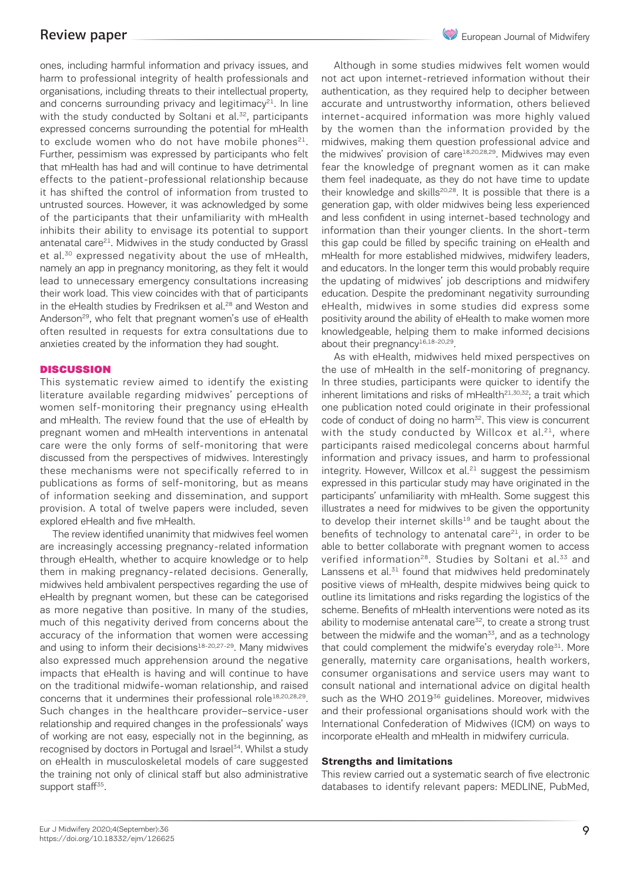ones, including harmful information and privacy issues, and harm to professional integrity of health professionals and organisations, including threats to their intellectual property, and concerns surrounding privacy and legitimacy[21]. In line with the study conducted by Soltani et al.[32], participants expressed concerns surrounding the potential for mHealth to exclude women who do not have mobile phones[21]. Further, pessimism was expressed by participants who felt that mHealth has had and will continue to have detrimental effects to the patient-professional relationship because it has shifted the control of information from trusted to untrusted sources. However, it was acknowledged by some of the participants that their unfamiliarity with mHealth inhibits their ability to envisage its potential to support antenatal care[21]. Midwives in the study conducted by Grassl et al.[30] expressed negativity about the use of mHealth, namely an app in pregnancy monitoring, as they felt it would lead to unnecessary emergency consultations increasing their work load. This view coincides with that of participants in the eHealth studies by Fredriksen et al.[28] and Weston and Anderson[29], who felt that pregnant women's use of eHealth often resulted in requests for extra consultations due to anxieties created by the information they had sought.

## DISCUSSION

This systematic review aimed to identify the existing literature available regarding midwives' perceptions of women self-monitoring their pregnancy using eHealth and mHealth. The review found that the use of eHealth by pregnant women and mHealth interventions in antenatal care were the only forms of self-monitoring that were discussed from the perspectives of midwives. Interestingly these mechanisms were not specifically referred to in publications as forms of self-monitoring, but as means of information seeking and dissemination, and support provision. A total of twelve papers were included, seven explored eHealth and five mHealth.

The review identified unanimity that midwives feel women are increasingly accessing pregnancy-related information through eHealth, whether to acquire knowledge or to help them in making pregnancy-related decisions. Generally, midwives held ambivalent perspectives regarding the use of eHealth by pregnant women, but these can be categorised as more negative than positive. In many of the studies, much of this negativity derived from concerns about the accuracy of the information that women were accessing and using to inform their decisions[18-20,27-29]. Many midwives also expressed much apprehension around the negative impacts that eHealth is having and will continue to have on the traditional midwife-woman relationship, and raised concerns that it undermines their professional role[18,20,28,29]. Such changes in the healthcare provider–service-user relationship and required changes in the professionals' ways of working are not easy, especially not in the beginning, as recognised by doctors in Portugal and Israel[34]. Whilst a study on eHealth in musculoskeletal models of care suggested the training not only of clinical staff but also administrative support staff[35].

Although in some studies midwives felt women would not act upon internet-retrieved information without their authentication, as they required help to decipher between accurate and untrustworthy information, others believed internet-acquired information was more highly valued by the women than the information provided by the midwives, making them question professional advice and the midwives' provision of care[18,20,28,29]. Midwives may even fear the knowledge of pregnant women as it can make them feel inadequate, as they do not have time to update their knowledge and skills[20,28]. It is possible that there is a generation gap, with older midwives being less experienced and less confident in using internet-based technology and information than their younger clients. In the short-term this gap could be filled by specific training on eHealth and mHealth for more established midwives, midwifery leaders, and educators. In the longer term this would probably require the updating of midwives' job descriptions and midwifery education. Despite the predominant negativity surrounding eHealth, midwives in some studies did express some positivity around the ability of eHealth to make women more knowledgeable, helping them to make informed decisions about their pregnancy[16,18-20,29].

As with eHealth, midwives held mixed perspectives on the use of mHealth in the self-monitoring of pregnancy. In three studies, participants were quicker to identify the inherent limitations and risks of mHealth[21,30,32]; a trait which one publication noted could originate in their professional code of conduct of doing no harm[32]. This view is concurrent with the study conducted by Willcox et al.[21], where participants raised medicolegal concerns about harmful information and privacy issues, and harm to professional integrity. However, Willcox et al.[21] suggest the pessimism expressed in this particular study may have originated in the participants' unfamiliarity with mHealth. Some suggest this illustrates a need for midwives to be given the opportunity to develop their internet skills[19] and be taught about the benefits of technology to antenatal care[21], in order to be able to better collaborate with pregnant women to access verified information[28]. Studies by Soltani et al.[33] and Lanssens et al.[31] found that midwives held predominately positive views of mHealth, despite midwives being quick to outline its limitations and risks regarding the logistics of the scheme. Benefits of mHealth interventions were noted as its ability to modernise antenatal care[32], to create a strong trust between the midwife and the woman[33], and as a technology that could complement the midwife's everyday role[31]. More generally, maternity care organisations, health workers, consumer organisations and service users may want to consult national and international advice on digital health such as the WHO 2019[36] guidelines. Moreover, midwives and their professional organisations should work with the International Confederation of Midwives (ICM) on ways to incorporate eHealth and mHealth in midwifery curricula.

### Strengths and limitations

This review carried out a systematic search of five electronic databases to identify relevant papers: MEDLINE, PubMed,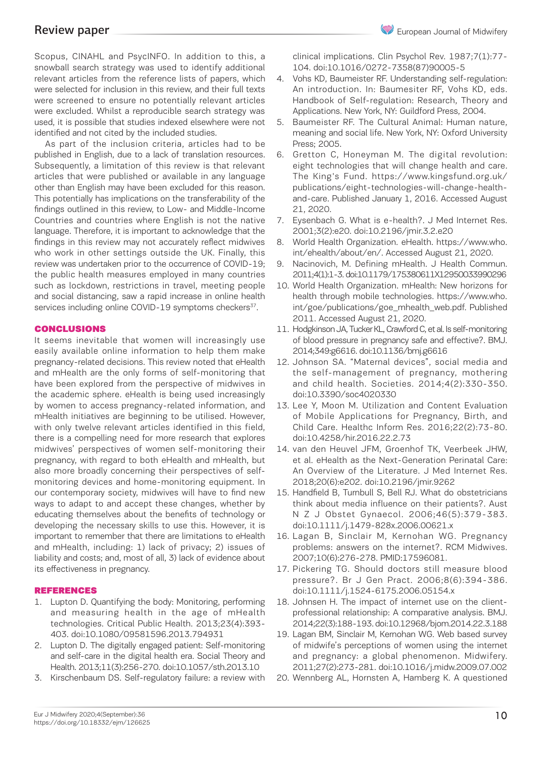Scopus, CINAHL and PsycINFO. In addition to this, a snowball search strategy was used to identify additional relevant articles from the reference lists of papers, which were selected for inclusion in this review, and their full texts were screened to ensure no potentially relevant articles were excluded. Whilst a reproducible search strategy was used, it is possible that studies indexed elsewhere were not identified and not cited by the included studies.

As part of the inclusion criteria, articles had to be published in English, due to a lack of translation resources. Subsequently, a limitation of this review is that relevant articles that were published or available in any language other than English may have been excluded for this reason. This potentially has implications on the transferability of the findings outlined in this review, to Low- and Middle-Income Countries and countries where English is not the native language. Therefore, it is important to acknowledge that the findings in this review may not accurately reflect midwives who work in other settings outside the UK. Finally, this review was undertaken prior to the occurrence of COVID-19; the public health measures employed in many countries such as lockdown, restrictions in travel, meeting people and social distancing, saw a rapid increase in online health services including online COVID-19 symptoms checkers[37].

## CONCLUSIONS

It seems inevitable that women will increasingly use easily available online information to help them make pregnancy-related decisions. This review noted that eHealth and mHealth are the only forms of self-monitoring that have been explored from the perspective of midwives in the academic sphere. eHealth is being used increasingly by women to access pregnancy-related information, and mHealth initiatives are beginning to be utilised. However, with only twelve relevant articles identified in this field, there is a compelling need for more research that explores midwives' perspectives of women self-monitoring their pregnancy, with regard to both eHealth and mHealth, but also more broadly concerning their perspectives of self-monitoring devices and home-monitoring equipment. In our contemporary society, midwives will have to find new ways to adapt to and accept these changes, whether by educating themselves about the benefits of technology or developing the necessary skills to use this. However, it is important to remember that there are limitations to eHealth and mHealth, including: 1) lack of privacy; 2) issues of liability and costs; and, most of all, 3) lack of evidence about its effectiveness in pregnancy.

## REFERENCES

1. Lupton D. Quantifying the body: Monitoring, performing and measuring health in the age of mHealth technologies. Critical Public Health. 2013;23(4):393-403. doi:10.1080/09581596.2013.794931
2. Lupton D. The digitally engaged patient: Self-monitoring and self-care in the digital health era. Social Theory and Health. 2013;11(3):256-270. doi:10.1057/sth.2013.10
3. Kirschenbaum DS. Self-regulatory failure: a review with clinical implications. Clin Psychol Rev. 1987;7(1):77-104. doi:10.1016/0272-7358(87)90005-5
4. Vohs KD, Baumeister RF. Understanding self-regulation: An introduction. In: Baumesiter RF, Vohs KD, eds. Handbook of Self-regulation: Research, Theory and Applications. New York, NY: Guildford Press, 2004.
5. Baumeister RF. The Cultural Animal: Human nature, meaning and social life. New York, NY: Oxford University Press; 2005.
6. Gretton C, Honeyman M. The digital revolution: eight technologies that will change health and care. The King's Fund. https://www.kingsfund.org.uk/publications/eight-technologies-will-change-health-and-care. Published January 1, 2016. Accessed August 21, 2020.
7. Eysenbach G. What is e-health?. J Med Internet Res. 2001;3(2):e20. doi:10.2196/jmir.3.2.e20
8. World Health Organization. eHealth. https://www.who.int/ehealth/about/en/. Accessed August 21, 2020.
9. Nacinovich, M. Defining mHealth. J Health Commun. 2011;4(1):1-3. doi:10.1179/175380611X12950033990296
10. World Health Organization. mHealth: New horizons for health through mobile technologies. https://www.who.int/goe/publications/goe_mhealth_web.pdf. Published 2011. Accessed August 21, 2020.
11. Hodgkinson JA, Tucker KL, Crawford C, et al. Is self-monitoring of blood pressure in pregnancy safe and effective?. BMJ. 2014;349:g6616. doi:10.1136/bmj.g6616
12. Johnson SA. "Maternal devices", social media and the self-management of pregnancy, mothering and child health. Societies. 2014;4(2):330-350. doi:10.3390/soc4020330
13. Lee Y, Moon M. Utilization and Content Evaluation of Mobile Applications for Pregnancy, Birth, and Child Care. Healthc Inform Res. 2016;22(2):73-80. doi:10.4258/hir.2016.22.2.73
14. van den Heuvel JFM, Groenhof TK, Veerbeek JHW, et al. eHealth as the Next-Generation Perinatal Care: An Overview of the Literature. J Med Internet Res. 2018;20(6):e202. doi:10.2196/jmir.9262
15. Handfield B, Turnbull S, Bell RJ. What do obstetricians think about media influence on their patients?. Aust N Z J Obstet Gynaecol. 2006;46(5):379-383. doi:10.1111/j.1479-828x.2006.00621.x
16. Lagan B, Sinclair M, Kernohan WG. Pregnancy problems: answers on the internet?. RCM Midwives. 2007;10(6):276-278. PMID:17596081.
17. Pickering TG. Should doctors still measure blood pressure?. Br J Gen Pract. 2006;8(6):394-386. doi:10.1111/j.1524-6175.2006.05154.x
18. Johnsen H. The impact of internet use on the client-professional relationship: A comparative analysis. BMJ. 2014;22(3):188-193. doi:10.12968/bjom.2014.22.3.188
19. Lagan BM, Sinclair M, Kernohan WG. Web based survey of midwife's perceptions of women using the internet and pregnancy: a global phenomenon. Midwifery. 2011;27(2):273-281. doi:10.1016/j.midw.2009.07.002
20. Wennberg AL, Hornsten A, Hamberg K. A questioned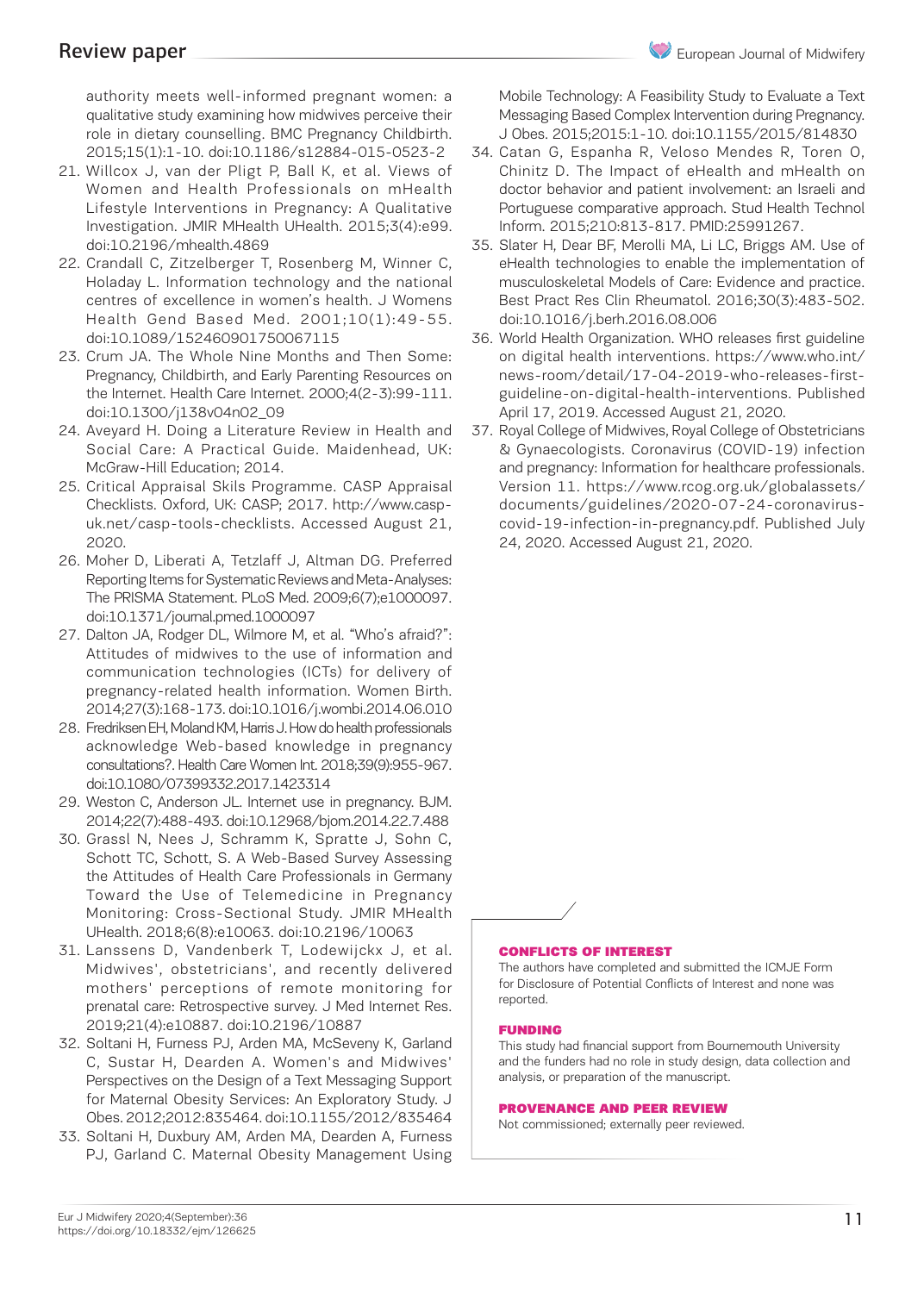authority meets well-informed pregnant women: a qualitative study examining how midwives perceive their role in dietary counselling. BMC Pregnancy Childbirth. 2015;15(1):1-10. doi:10.1186/s12884-015-0523-2

21. Willcox J, van der Pligt P, Ball K, et al. Views of Women and Health Professionals on mHealth Lifestyle Interventions in Pregnancy: A Qualitative Investigation. JMIR MHealth UHealth. 2015;3(4):e99. doi:10.2196/mhealth.4869
22. Crandall C, Zitzelberger T, Rosenberg M, Winner C, Holaday L. Information technology and the national centres of excellence in women's health. J Womens Health Gend Based Med. 2001;10(1):49-55. doi:10.1089/152460901750067115
23. Crum JA. The Whole Nine Months and Then Some: Pregnancy, Childbirth, and Early Parenting Resources on the Internet. Health Care Internet. 2000;4(2-3):99-111. doi:10.1300/j138v04n02_09
24. Aveyard H. Doing a Literature Review in Health and Social Care: A Practical Guide. Maidenhead, UK: McGraw-Hill Education; 2014.
25. Critical Appraisal Skils Programme. CASP Appraisal Checklists. Oxford, UK: CASP; 2017. http://www.casp-uk.net/casp-tools-checklists. Accessed August 21, 2020.
26. Moher D, Liberati A, Tetzlaff J, Altman DG. Preferred Reporting Items for Systematic Reviews and Meta-Analyses: The PRISMA Statement. PLoS Med. 2009;6(7);e1000097. doi:10.1371/journal.pmed.1000097
27. Dalton JA, Rodger DL, Wilmore M, et al. "Who's afraid?": Attitudes of midwives to the use of information and communication technologies (ICTs) for delivery of pregnancy-related health information. Women Birth. 2014;27(3):168-173. doi:10.1016/j.wombi.2014.06.010
28. Fredriksen EH, Moland KM, Harris J. How do health professionals acknowledge Web-based knowledge in pregnancy consultations?. Health Care Women Int. 2018;39(9):955-967. doi:10.1080/07399332.2017.1423314
29. Weston C, Anderson JL. Internet use in pregnancy. BJM. 2014;22(7):488-493. doi:10.12968/bjom.2014.22.7.488
30. Grassl N, Nees J, Schramm K, Spratte J, Sohn C, Schott TC, Schott, S. A Web-Based Survey Assessing the Attitudes of Health Care Professionals in Germany Toward the Use of Telemedicine in Pregnancy Monitoring: Cross-Sectional Study. JMIR MHealth UHealth. 2018;6(8):e10063. doi:10.2196/10063
31. Lanssens D, Vandenberk T, Lodewijckx J, et al. Midwives', obstetricians', and recently delivered mothers' perceptions of remote monitoring for prenatal care: Retrospective survey. J Med Internet Res. 2019;21(4):e10887. doi:10.2196/10887
32. Soltani H, Furness PJ, Arden MA, McSeveny K, Garland C, Sustar H, Dearden A. Women's and Midwives' Perspectives on the Design of a Text Messaging Support for Maternal Obesity Services: An Exploratory Study. J Obes. 2012;2012:835464. doi:10.1155/2012/835464
33. Soltani H, Duxbury AM, Arden MA, Dearden A, Furness PJ, Garland C. Maternal Obesity Management Using Mobile Technology: A Feasibility Study to Evaluate a Text Messaging Based Complex Intervention during Pregnancy. J Obes. 2015;2015:1-10. doi:10.1155/2015/814830
34. Catan G, Espanha R, Veloso Mendes R, Toren O, Chinitz D. The Impact of eHealth and mHealth on doctor behavior and patient involvement: an Israeli and Portuguese comparative approach. Stud Health Technol Inform. 2015;210:813-817. PMID:25991267.
35. Slater H, Dear BF, Merolli MA, Li LC, Briggs AM. Use of eHealth technologies to enable the implementation of musculoskeletal Models of Care: Evidence and practice. Best Pract Res Clin Rheumatol. 2016;30(3):483-502. doi:10.1016/j.berh.2016.08.006
36. World Health Organization. WHO releases first guideline on digital health interventions. https://www.who.int/news-room/detail/17-04-2019-who-releases-first-guideline-on-digital-health-interventions. Published April 17, 2019. Accessed August 21, 2020.
37. Royal College of Midwives, Royal College of Obstetricians & Gynaecologists. Coronavirus (COVID-19) infection and pregnancy: Information for healthcare professionals. Version 11. https://www.rcog.org.uk/globalassets/documents/guidelines/2020-07-24-coronavirus-covid-19-infection-in-pregnancy.pdf. Published July 24, 2020. Accessed August 21, 2020.

## CONFLICTS OF INTEREST

The authors have completed and submitted the ICMJE Form for Disclosure of Potential Conflicts of Interest and none was reported.

## FUNDING

This study had financial support from Bournemouth University and the funders had no role in study design, data collection and analysis, or preparation of the manuscript.

## PROVENANCE AND PEER REVIEW

Not commissioned; externally peer reviewed.